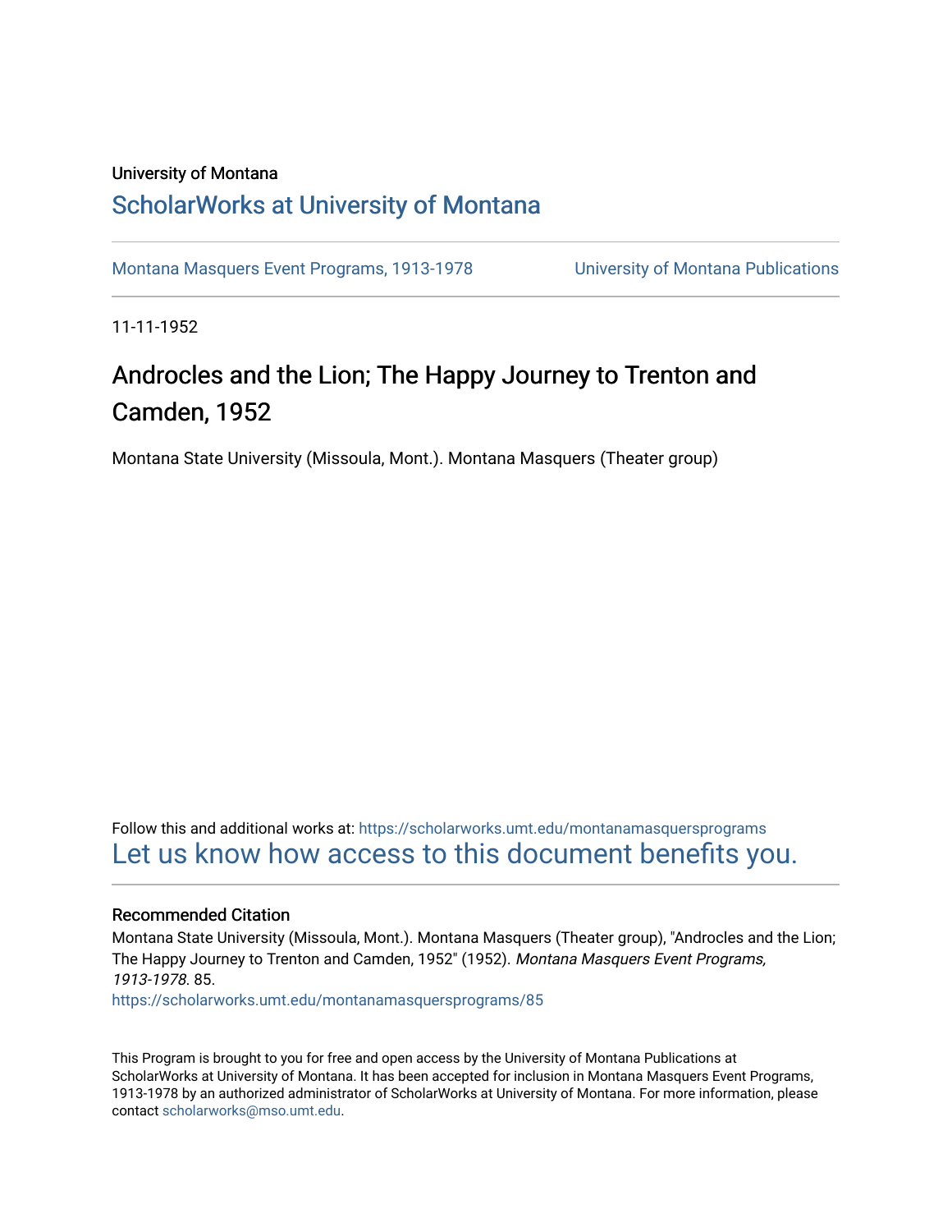University of Montana

# ScholarWorks at University of Montana

Montana Masquers Event Programs, 1913-1978

University of Montana Publications

11-11-1952

## Androcles and the Lion; The Happy Journey to Trenton and Camden, 1952

Montana State University (Missoula, Mont.). Montana Masquers (Theater group)

Follow this and additional works at: https://scholarworks.umt.edu/montanamasquersprograms

Let us know how access to this document benefits you.

### Recommended Citation

Montana State University (Missoula, Mont.). Montana Masquers (Theater group), "Androcles and the Lion; The Happy Journey to Trenton and Camden, 1952" (1952). *Montana Masquers Event Programs, 1913-1978*. 85.
https://scholarworks.umt.edu/montanamasquersprograms/85

This Program is brought to you for free and open access by the University of Montana Publications at ScholarWorks at University of Montana. It has been accepted for inclusion in Montana Masquers Event Programs, 1913-1978 by an authorized administrator of ScholarWorks at University of Montana. For more information, please contact scholarworks@mso.umt.edu.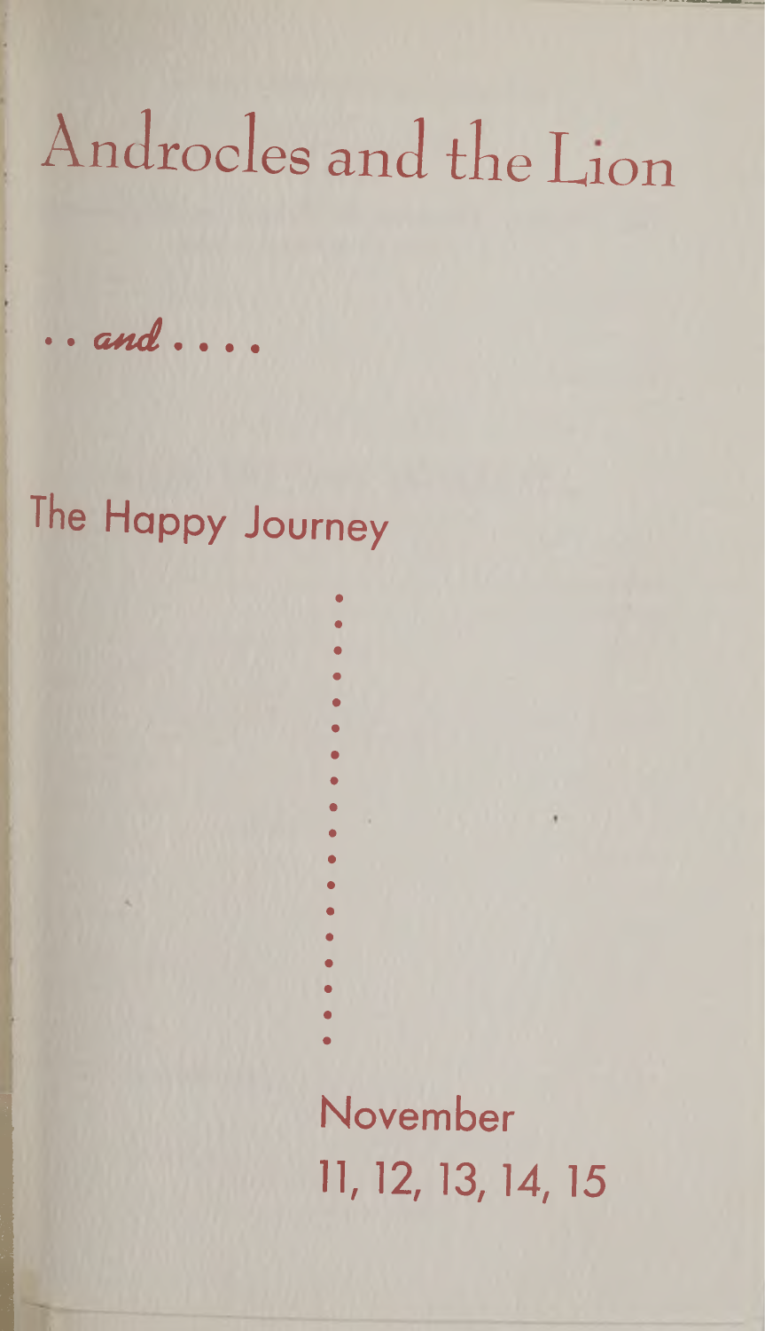# Androcles and the Lion

*. . and . . . .*

## The Happy Journey

November
11, 12, 13, 14, 15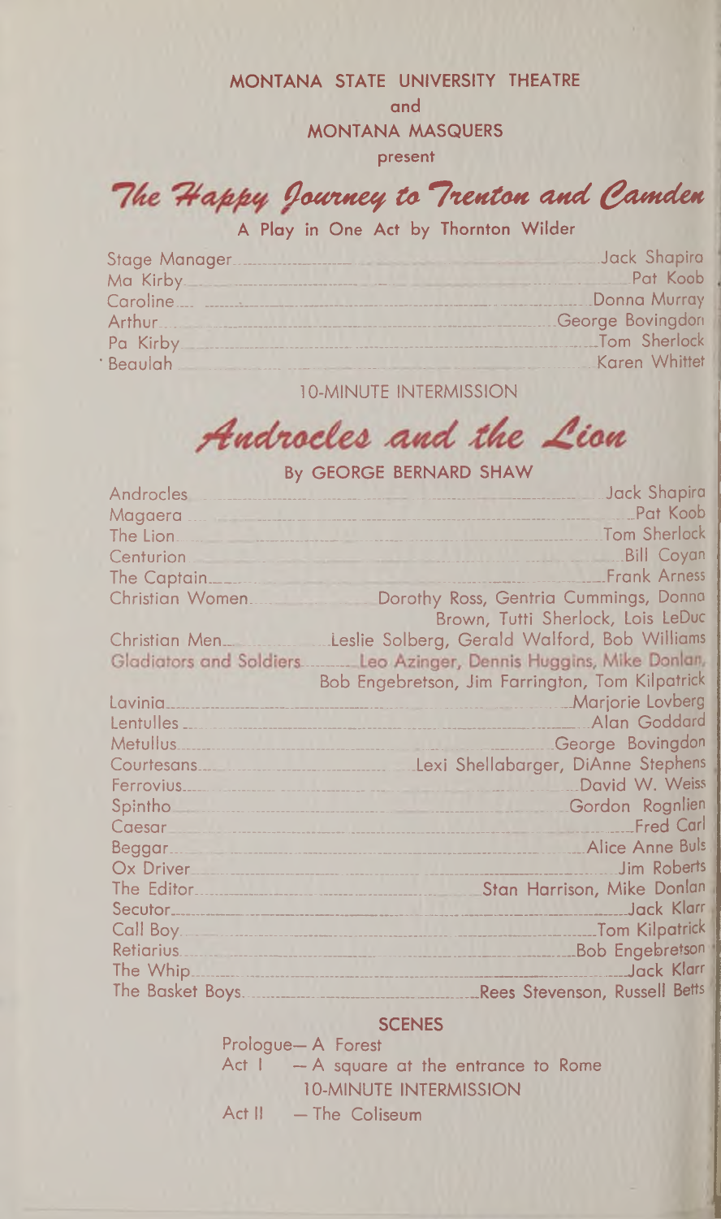MONTANA STATE UNIVERSITY THEATRE

and

MONTANA MASQUERS

present

# *The Happy Journey to Trenton and Camden*

A Play in One Act by Thornton Wilder

| | |
|---|---|
| Stage Manager | Jack Shapira |
| Ma Kirby | Pat Koob |
| Caroline | Donna Murray |
| Arthur | George Bovingdon |
| Pa Kirby | Tom Sherlock |
| Beaulah | Karen Whittet |

10-MINUTE INTERMISSION

# *Androcles and the Lion*

By GEORGE BERNARD SHAW

| | |
|---|---|
| Androcles | Jack Shapira |
| Magaera | Pat Koob |
| The Lion | Tom Sherlock |
| Centurion | Bill Coyan |
| The Captain | Frank Arness |
| Christian Women | Dorothy Ross, Gentria Cummings, Donna Brown, Tutti Sherlock, Lois LeDuc |
| Christian Men | Leslie Solberg, Gerald Walford, Bob Williams |
| Gladiators and Soldiers | Leo Azinger, Dennis Huggins, Mike Donlan, Bob Engebretson, Jim Farrington, Tom Kilpatrick |
| Lavinia | Marjorie Lovberg |
| Lentulles | Alan Goddard |
| Metullus | George Bovingdon |
| Courtesans | Lexi Shellabarger, DiAnne Stephens |
| Ferrovius | David W. Weiss |
| Spintho | Gordon Rognlien |
| Caesar | Fred Carl |
| Beggar | Alice Anne Buls |
| Ox Driver | Jim Roberts |
| The Editor | Stan Harrison, Mike Donlan |
| Secutor | Jack Klarr |
| Call Boy | Tom Kilpatrick |
| Retiarius | Bob Engebretson |
| The Whip | Jack Klarr |
| The Basket Boys | Rees Stevenson, Russell Betts |

## SCENES

Prologue— A Forest

Act I — A square at the entrance to Rome

10-MINUTE INTERMISSION

Act II — The Coliseum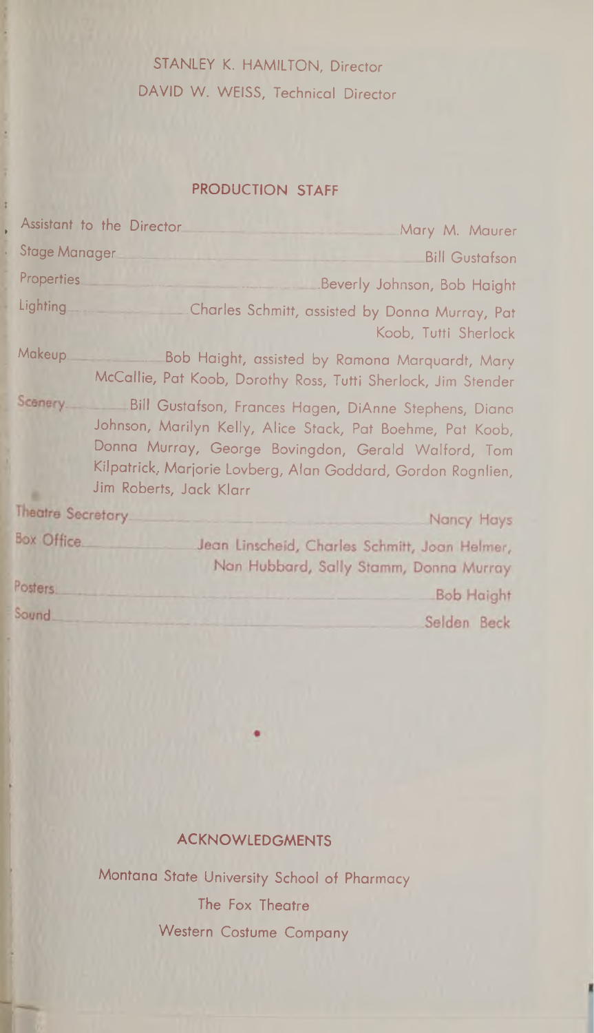STANLEY K. HAMILTON, Director

DAVID W. WEISS, Technical Director

## PRODUCTION STAFF

Assistant to the Director — Mary M. Maurer

Stage Manager — Bill Gustafson

Properties — Beverly Johnson, Bob Haight

Lighting — Charles Schmitt, assisted by Donna Murray, Pat Koob, Tutti Sherlock

Makeup — Bob Haight, assisted by Ramona Marquardt, Mary McCallie, Pat Koob, Dorothy Ross, Tutti Sherlock, Jim Stender

Scenery — Bill Gustafson, Frances Hagen, DiAnne Stephens, Diana Johnson, Marilyn Kelly, Alice Stack, Pat Boehme, Pat Koob, Donna Murray, George Bovingdon, Gerald Walford, Tom Kilpatrick, Marjorie Lovberg, Alan Goddard, Gordon Rognlien, Jim Roberts, Jack Klarr

Theatre Secretary — Nancy Hays

Box Office — Jean Linscheid, Charles Schmitt, Joan Helmer, Nan Hubbard, Sally Stamm, Donna Murray

Posters — Bob Haight

Sound — Selden Beck

## ACKNOWLEDGMENTS

Montana State University School of Pharmacy

The Fox Theatre

Western Costume Company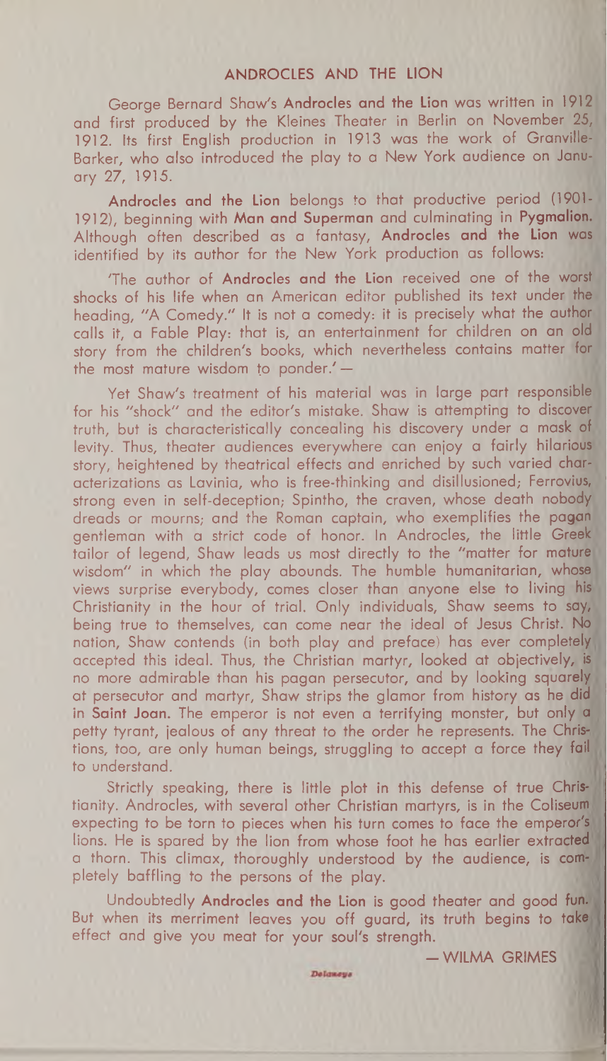## ANDROCLES AND THE LION

George Bernard Shaw's **Androcles and the Lion** was written in 1912 and first produced by the Kleines Theater in Berlin on November 25, 1912. Its first English production in 1913 was the work of Granville-Barker, who also introduced the play to a New York audience on January 27, 1915.

**Androcles and the Lion** belongs to that productive period (1901-1912), beginning with **Man and Superman** and culminating in **Pygmalion.** Although often described as a fantasy, **Androcles and the Lion** was identified by its author for the New York production as follows:

'The author of **Androcles and the Lion** received one of the worst shocks of his life when an American editor published its text under the heading, "A Comedy." It is not a comedy: it is precisely what the author calls it, a Fable Play: that is, an entertainment for children on an old story from the children's books, which nevertheless contains matter for the most mature wisdom to ponder.' —

Yet Shaw's treatment of his material was in large part responsible for his "shock" and the editor's mistake. Shaw is attempting to discover truth, but is characteristically concealing his discovery under a mask of levity. Thus, theater audiences everywhere can enjoy a fairly hilarious story, heightened by theatrical effects and enriched by such varied characterizations as Lavinia, who is free-thinking and disillusioned; Ferrovius, strong even in self-deception; Spintho, the craven, whose death nobody dreads or mourns; and the Roman captain, who exemplifies the pagan gentleman with a strict code of honor. In Androcles, the little Greek tailor of legend, Shaw leads us most directly to the "matter for mature wisdom" in which the play abounds. The humble humanitarian, whose views surprise everybody, comes closer than anyone else to living his Christianity in the hour of trial. Only individuals, Shaw seems to say, being true to themselves, can come near the ideal of Jesus Christ. No nation, Shaw contends (in both play and preface) has ever completely accepted this ideal. Thus, the Christian martyr, looked at objectively, is no more admirable than his pagan persecutor, and by looking squarely at persecutor and martyr, Shaw strips the glamor from history as he did in **Saint Joan.** The emperor is not even a terrifying monster, but only a petty tyrant, jealous of any threat to the order he represents. The Christians, too, are only human beings, struggling to accept a force they fail to understand.

Strictly speaking, there is little plot in this defense of true Christianity. Androcles, with several other Christian martyrs, is in the Coliseum expecting to be torn to pieces when his turn comes to face the emperor's lions. He is spared by the lion from whose foot he has earlier extracted a thorn. This climax, thoroughly understood by the audience, is completely baffling to the persons of the play.

Undoubtedly **Androcles and the Lion** is good theater and good fun. But when its merriment leaves you off guard, its truth begins to take effect and give you meat for your soul's strength.

— WILMA GRIMES

Delaneys